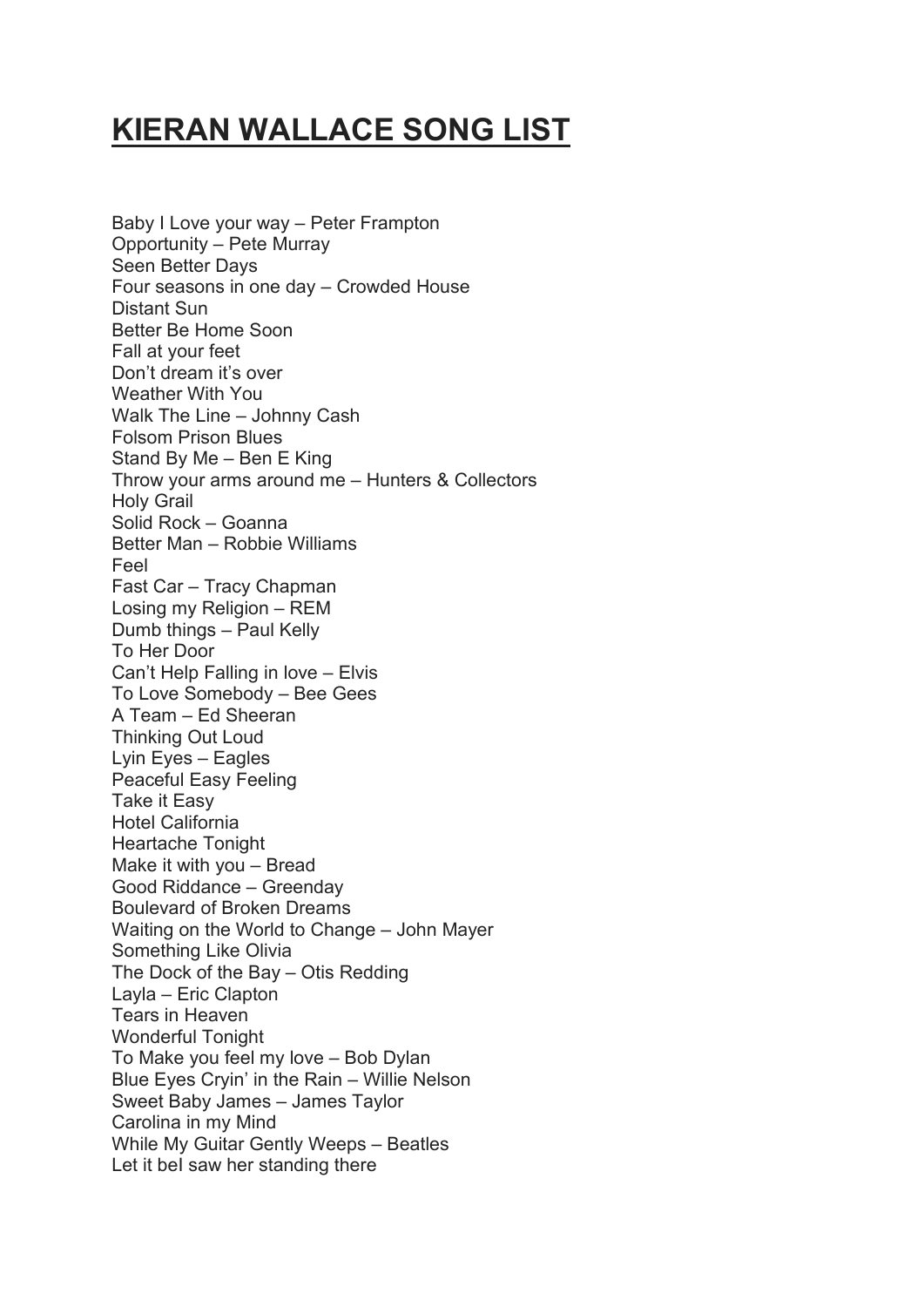# KIERAN WALLACE SONG LIST

Baby I Love your way – Peter Frampton
Opportunity – Pete Murray
Seen Better Days
Four seasons in one day – Crowded House
Distant Sun
Better Be Home Soon
Fall at your feet
Don't dream it's over
Weather With You
Walk The Line – Johnny Cash
Folsom Prison Blues
Stand By Me – Ben E King
Throw your arms around me – Hunters & Collectors
Holy Grail
Solid Rock – Goanna
Better Man – Robbie Williams
Feel
Fast Car – Tracy Chapman
Losing my Religion – REM
Dumb things – Paul Kelly
To Her Door
Can't Help Falling in love – Elvis
To Love Somebody – Bee Gees
A Team – Ed Sheeran
Thinking Out Loud
Lyin Eyes – Eagles
Peaceful Easy Feeling
Take it Easy
Hotel California
Heartache Tonight
Make it with you – Bread
Good Riddance – Greenday
Boulevard of Broken Dreams
Waiting on the World to Change – John Mayer
Something Like Olivia
The Dock of the Bay – Otis Redding
Layla – Eric Clapton
Tears in Heaven
Wonderful Tonight
To Make you feel my love – Bob Dylan
Blue Eyes Cryin' in the Rain – Willie Nelson
Sweet Baby James – James Taylor
Carolina in my Mind
While My Guitar Gently Weeps – Beatles
Let it beI saw her standing there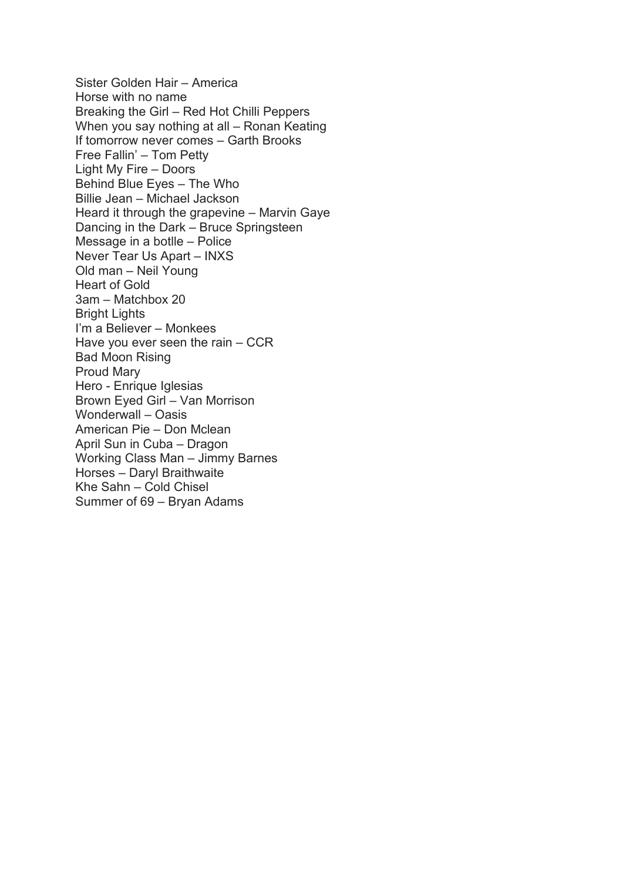Sister Golden Hair – America
Horse with no name
Breaking the Girl – Red Hot Chilli Peppers
When you say nothing at all – Ronan Keating
If tomorrow never comes – Garth Brooks
Free Fallin' – Tom Petty
Light My Fire – Doors
Behind Blue Eyes – The Who
Billie Jean – Michael Jackson
Heard it through the grapevine – Marvin Gaye
Dancing in the Dark – Bruce Springsteen
Message in a botlle – Police
Never Tear Us Apart – INXS
Old man – Neil Young
Heart of Gold
3am – Matchbox 20
Bright Lights
I'm a Believer – Monkees
Have you ever seen the rain – CCR
Bad Moon Rising
Proud Mary
Hero - Enrique Iglesias
Brown Eyed Girl – Van Morrison
Wonderwall – Oasis
American Pie – Don Mclean
April Sun in Cuba – Dragon
Working Class Man – Jimmy Barnes
Horses – Daryl Braithwaite
Khe Sahn – Cold Chisel
Summer of 69 – Bryan Adams